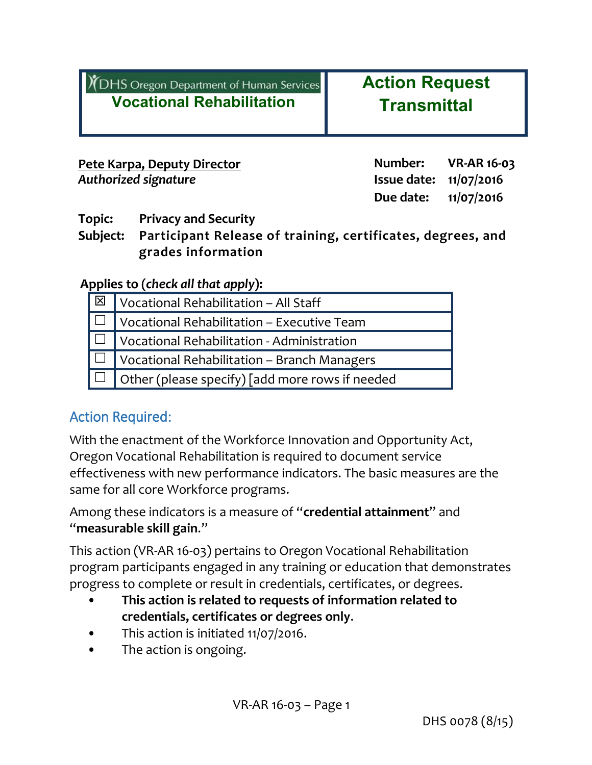| DHS Oregon Department of Human Services<br>**Vocational Rehabilitation** | **Action Request Transmittal** |
|---|---|

**Pete Karpa, Deputy Director**
*Authorized signature*

**Number:** **VR-AR 16-03**
**Issue date:** **11/07/2016**
**Due date:** **11/07/2016**

**Topic:** **Privacy and Security**
**Subject:** **Participant Release of training, certificates, degrees, and grades information**

**Applies to (*check all that apply*):**

| | |
|---|---|
| ☒ | Vocational Rehabilitation – All Staff |
| ☐ | Vocational Rehabilitation – Executive Team |
| ☐ | Vocational Rehabilitation - Administration |
| ☐ | Vocational Rehabilitation – Branch Managers |
| ☐ | Other (please specify) [add more rows if needed |

## Action Required:

With the enactment of the Workforce Innovation and Opportunity Act, Oregon Vocational Rehabilitation is required to document service effectiveness with new performance indicators. The basic measures are the same for all core Workforce programs.

Among these indicators is a measure of "**credential attainment**" and "**measurable skill gain**."

This action (VR-AR 16-03) pertains to Oregon Vocational Rehabilitation program participants engaged in any training or education that demonstrates progress to complete or result in credentials, certificates, or degrees.

- **This action is related to requests of information related to credentials, certificates or degrees only**.
- This action is initiated 11/07/2016.
- The action is ongoing.

DHS 0078 (8/15)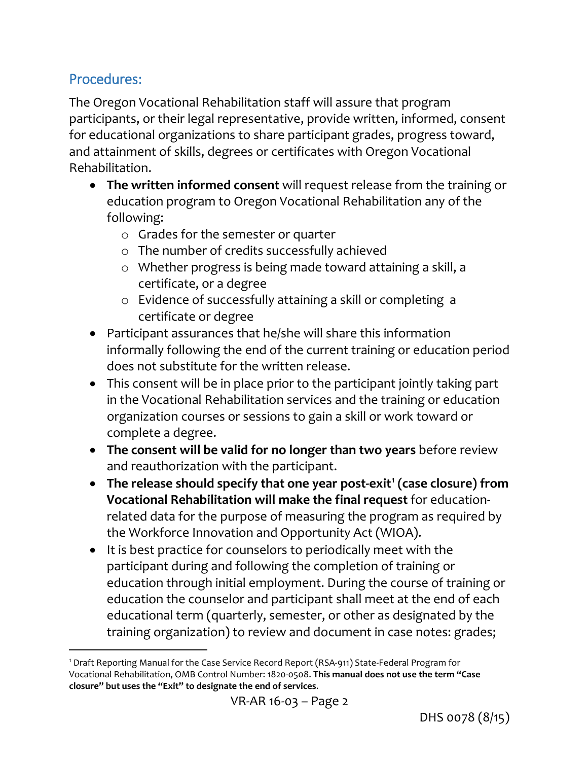## Procedures:

The Oregon Vocational Rehabilitation staff will assure that program participants, or their legal representative, provide written, informed, consent for educational organizations to share participant grades, progress toward, and attainment of skills, degrees or certificates with Oregon Vocational Rehabilitation.

- **The written informed consent** will request release from the training or education program to Oregon Vocational Rehabilitation any of the following:
  - Grades for the semester or quarter
  - The number of credits successfully achieved
  - Whether progress is being made toward attaining a skill, a certificate, or a degree
  - Evidence of successfully attaining a skill or completing a certificate or degree
- Participant assurances that he/she will share this information informally following the end of the current training or education period does not substitute for the written release.
- This consent will be in place prior to the participant jointly taking part in the Vocational Rehabilitation services and the training or education organization courses or sessions to gain a skill or work toward or complete a degree.
- **The consent will be valid for no longer than two years** before review and reauthorization with the participant.
- **The release should specify that one year post-exit[1] (case closure) from Vocational Rehabilitation will make the final request** for education-related data for the purpose of measuring the program as required by the Workforce Innovation and Opportunity Act (WIOA).
- It is best practice for counselors to periodically meet with the participant during and following the completion of training or education through initial employment. During the course of training or education the counselor and participant shall meet at the end of each educational term (quarterly, semester, or other as designated by the training organization) to review and document in case notes: grades;

[1] Draft Reporting Manual for the Case Service Record Report (RSA-911) State-Federal Program for Vocational Rehabilitation, OMB Control Number: 1820-0508. **This manual does not use the term "Case closure" but uses the "Exit" to designate the end of services**.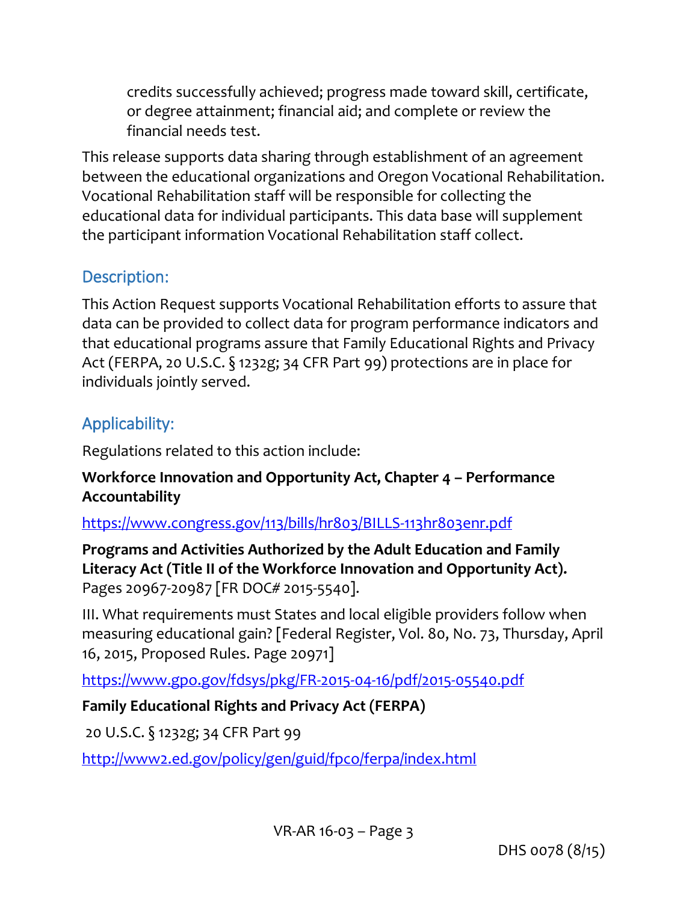credits successfully achieved; progress made toward skill, certificate, or degree attainment; financial aid; and complete or review the financial needs test.

This release supports data sharing through establishment of an agreement between the educational organizations and Oregon Vocational Rehabilitation. Vocational Rehabilitation staff will be responsible for collecting the educational data for individual participants. This data base will supplement the participant information Vocational Rehabilitation staff collect.

## Description:

This Action Request supports Vocational Rehabilitation efforts to assure that data can be provided to collect data for program performance indicators and that educational programs assure that Family Educational Rights and Privacy Act (FERPA, 20 U.S.C. § 1232g; 34 CFR Part 99) protections are in place for individuals jointly served.

## Applicability:

Regulations related to this action include:

**Workforce Innovation and Opportunity Act, Chapter 4 – Performance Accountability**

https://www.congress.gov/113/bills/hr803/BILLS-113hr803enr.pdf

**Programs and Activities Authorized by the Adult Education and Family Literacy Act (Title II of the Workforce Innovation and Opportunity Act).** Pages 20967-20987 [FR DOC# 2015-5540].

III. What requirements must States and local eligible providers follow when measuring educational gain? [Federal Register, Vol. 80, No. 73, Thursday, April 16, 2015, Proposed Rules. Page 20971]

https://www.gpo.gov/fdsys/pkg/FR-2015-04-16/pdf/2015-05540.pdf

**Family Educational Rights and Privacy Act (FERPA)**

20 U.S.C. § 1232g; 34 CFR Part 99

http://www2.ed.gov/policy/gen/guid/fpco/ferpa/index.html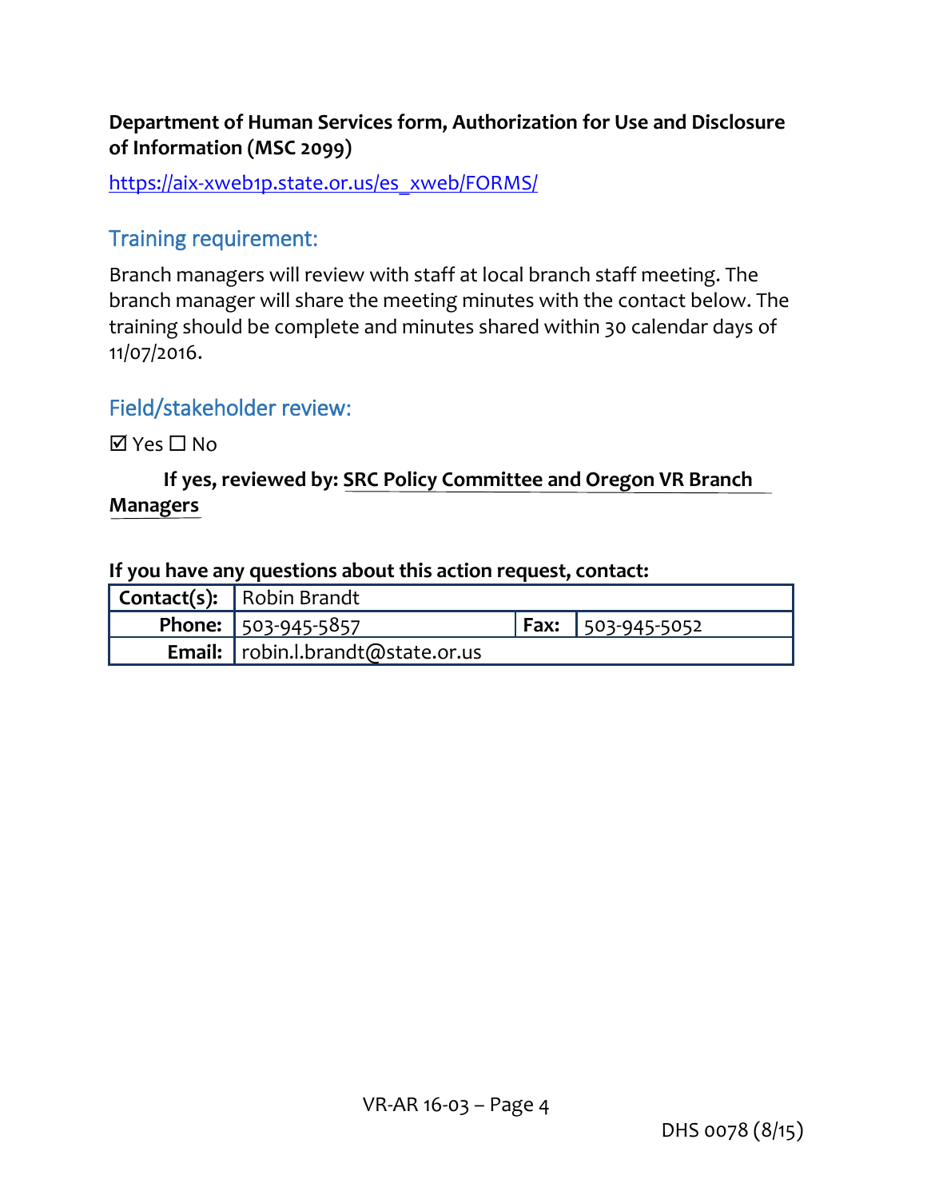**Department of Human Services form, Authorization for Use and Disclosure of Information (MSC 2099)**

https://aix-xweb1p.state.or.us/es_xweb/FORMS/

## Training requirement:

Branch managers will review with staff at local branch staff meeting. The branch manager will share the meeting minutes with the contact below. The training should be complete and minutes shared within 30 calendar days of 11/07/2016.

## Field/stakeholder review:

☑ Yes ☐ No

**If yes, reviewed by: SRC Policy Committee and Oregon VR Branch Managers**

**If you have any questions about this action request, contact:**

| | | | |
|---|---|---|---|
| **Contact(s):** | Robin Brandt | | |
| **Phone:** | 503-945-5857 | **Fax:** | 503-945-5052 |
| **Email:** | robin.l.brandt@state.or.us | | |

DHS 0078 (8/15)